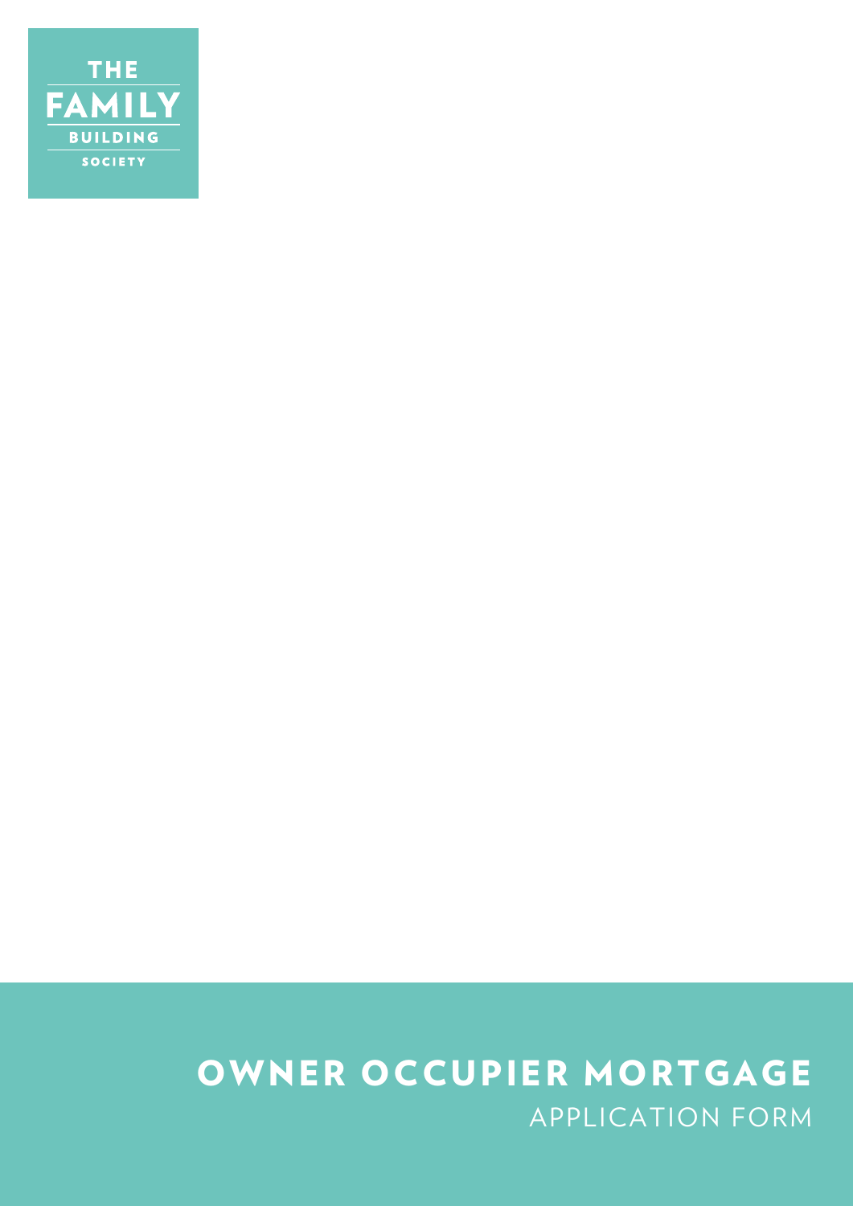THE FAMILY BUILDING SOCIETY

# OWNER OCCUPIER MORTGAGE

## APPLICATION FORM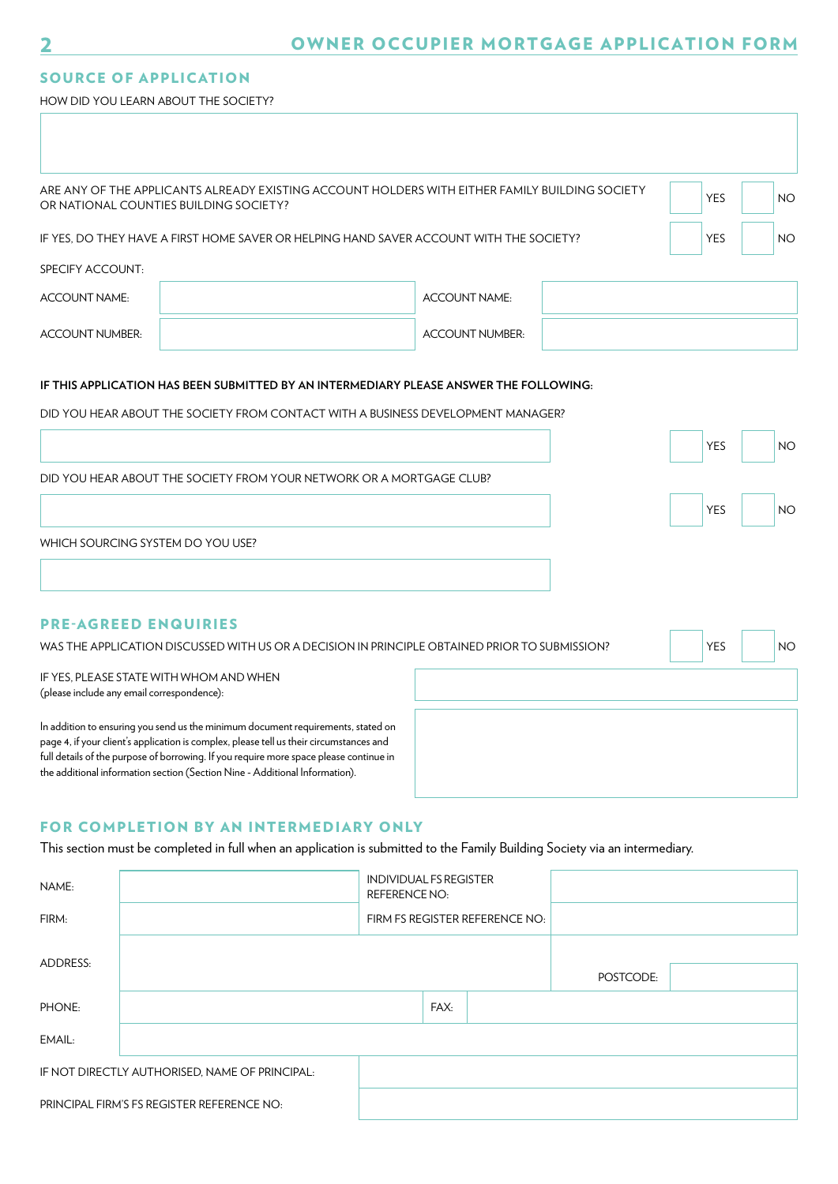## SOURCE OF APPLICATION

HOW DID YOU LEARN ABOUT THE SOCIETY?

ARE ANY OF THE APPLICANTS ALREADY EXISTING ACCOUNT HOLDERS WITH EITHER FAMILY BUILDING SOCIETY OR NATIONAL COUNTIES BUILDING SOCIETY? YES NO

IF YES, DO THEY HAVE A FIRST HOME SAVER OR HELPING HAND SAVER ACCOUNT WITH THE SOCIETY? YES NO

SPECIFY ACCOUNT:

| | | | |
|---|---|---|---|
| ACCOUNT NAME: | | ACCOUNT NAME: | |
| ACCOUNT NUMBER: | | ACCOUNT NUMBER: | |

**IF THIS APPLICATION HAS BEEN SUBMITTED BY AN INTERMEDIARY PLEASE ANSWER THE FOLLOWING:**

DID YOU HEAR ABOUT THE SOCIETY FROM CONTACT WITH A BUSINESS DEVELOPMENT MANAGER? YES NO

DID YOU HEAR ABOUT THE SOCIETY FROM YOUR NETWORK OR A MORTGAGE CLUB? YES NO

WHICH SOURCING SYSTEM DO YOU USE?

## PRE-AGREED ENQUIRIES

WAS THE APPLICATION DISCUSSED WITH US OR A DECISION IN PRINCIPLE OBTAINED PRIOR TO SUBMISSION? YES NO

IF YES, PLEASE STATE WITH WHOM AND WHEN
(please include any email correspondence):

In addition to ensuring you send us the minimum document requirements, stated on page 4, if your client's application is complex, please tell us their circumstances and full details of the purpose of borrowing. If you require more space please continue in the additional information section (Section Nine - Additional Information).

## FOR COMPLETION BY AN INTERMEDIARY ONLY

This section must be completed in full when an application is submitted to the Family Building Society via an intermediary.

| | | | |
|---|---|---|---|
| NAME: | | INDIVIDUAL FS REGISTER REFERENCE NO: | |
| FIRM: | | FIRM FS REGISTER REFERENCE NO: | |
| ADDRESS: | | POSTCODE: | |
| PHONE: | | FAX: | |
| EMAIL: | | | |

IF NOT DIRECTLY AUTHORISED, NAME OF PRINCIPAL:

PRINCIPAL FIRM'S FS REGISTER REFERENCE NO: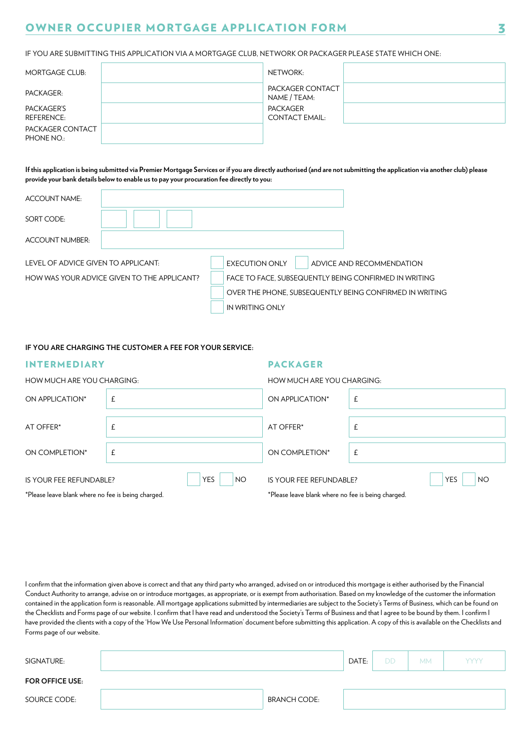## OWNER OCCUPIER MORTGAGE APPLICATION FORM

IF YOU ARE SUBMITTING THIS APPLICATION VIA A MORTGAGE CLUB, NETWORK OR PACKAGER PLEASE STATE WHICH ONE:

| | | | |
|---|---|---|---|
| MORTGAGE CLUB: | | NETWORK: | |
| PACKAGER: | | PACKAGER CONTACT NAME / TEAM: | |
| PACKAGER'S REFERENCE: | | PACKAGER CONTACT EMAIL: | |
| PACKAGER CONTACT PHONE NO.: | | | |

**If this application is being submitted via Premier Mortgage Services or if you are directly authorised (and are not submitting the application via another club) please provide your bank details below to enable us to pay your procuration fee directly to you:**

| | |
|---|---|
| ACCOUNT NAME: | |
| SORT CODE: | ☐☐ ☐☐ ☐☐ |
| ACCOUNT NUMBER: | |

LEVEL OF ADVICE GIVEN TO APPLICANT: ☐ EXECUTION ONLY ☐ ADVICE AND RECOMMENDATION

HOW WAS YOUR ADVICE GIVEN TO THE APPLICANT?
- ☐ FACE TO FACE, SUBSEQUENTLY BEING CONFIRMED IN WRITING
- ☐ OVER THE PHONE, SUBSEQUENTLY BEING CONFIRMED IN WRITING
- ☐ IN WRITING ONLY

**IF YOU ARE CHARGING THE CUSTOMER A FEE FOR YOUR SERVICE:**

### INTERMEDIARY

HOW MUCH ARE YOU CHARGING:

| | |
|---|---|
| ON APPLICATION* | £ |
| AT OFFER* | £ |
| ON COMPLETION* | £ |

IS YOUR FEE REFUNDABLE? ☐ YES ☐ NO

*Please leave blank where no fee is being charged.

### PACKAGER

HOW MUCH ARE YOU CHARGING:

| | |
|---|---|
| ON APPLICATION* | £ |
| AT OFFER* | £ |
| ON COMPLETION* | £ |

IS YOUR FEE REFUNDABLE? ☐ YES ☐ NO

*Please leave blank where no fee is being charged.

I confirm that the information given above is correct and that any third party who arranged, advised on or introduced this mortgage is either authorised by the Financial Conduct Authority to arrange, advise on or introduce mortgages, as appropriate, or is exempt from authorisation. Based on my knowledge of the customer the information contained in the application form is reasonable. All mortgage applications submitted by intermediaries are subject to the Society's Terms of Business, which can be found on the Checklists and Forms page of our website. I confirm that I have read and understood the Society's Terms of Business and that I agree to be bound by them. I confirm I have provided the clients with a copy of the 'How We Use Personal Information' document before submitting this application. A copy of this is available on the Checklists and Forms page of our website.

| | | | |
|---|---|---|---|
| SIGNATURE: | | DATE: | DD / MM / YYYY |

**FOR OFFICE USE:**

| | | | |
|---|---|---|---|
| SOURCE CODE: | | BRANCH CODE: | |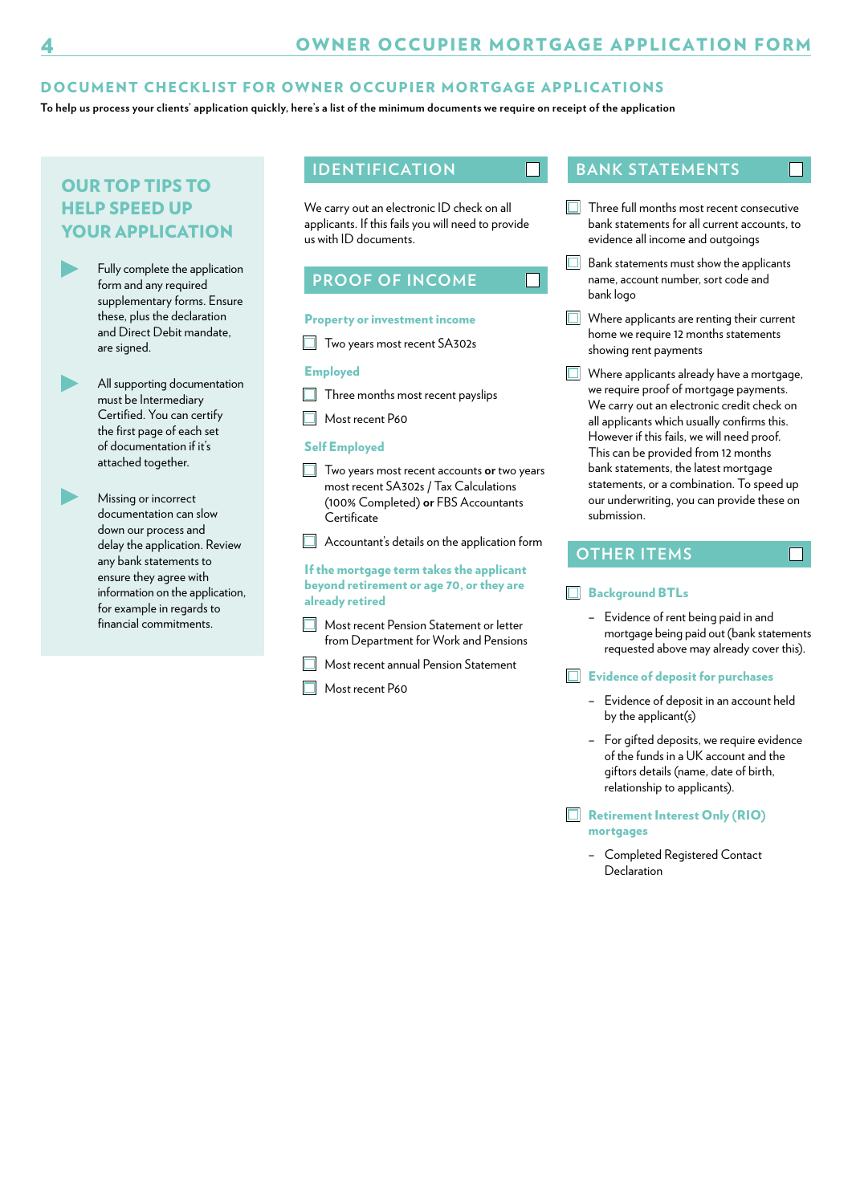## DOCUMENT CHECKLIST FOR OWNER OCCUPIER MORTGAGE APPLICATIONS

**To help us process your clients' application quickly, here's a list of the minimum documents we require on receipt of the application**

### OUR TOP TIPS TO HELP SPEED UP YOUR APPLICATION

- Fully complete the application form and any required supplementary forms. Ensure these, plus the declaration and Direct Debit mandate, are signed.
- All supporting documentation must be Intermediary Certified. You can certify the first page of each set of documentation if it's attached together.
- Missing or incorrect documentation can slow down our process and delay the application. Review any bank statements to ensure they agree with information on the application, for example in regards to financial commitments.

### IDENTIFICATION ☐

We carry out an electronic ID check on all applicants. If this fails you will need to provide us with ID documents.

### PROOF OF INCOME ☐

**Property or investment income**

- ☐ Two years most recent SA302s

**Employed**

- ☐ Three months most recent payslips
- ☐ Most recent P60

**Self Employed**

- ☐ Two years most recent accounts **or** two years most recent SA302s / Tax Calculations (100% Completed) **or** FBS Accountants Certificate
- ☐ Accountant's details on the application form

**If the mortgage term takes the applicant beyond retirement or age 70, or they are already retired**

- ☐ Most recent Pension Statement or letter from Department for Work and Pensions
- ☐ Most recent annual Pension Statement
- ☐ Most recent P60

### BANK STATEMENTS ☐

- ☐ Three full months most recent consecutive bank statements for all current accounts, to evidence all income and outgoings
- ☐ Bank statements must show the applicants name, account number, sort code and bank logo
- ☐ Where applicants are renting their current home we require 12 months statements showing rent payments
- ☐ Where applicants already have a mortgage, we require proof of mortgage payments. We carry out an electronic credit check on all applicants which usually confirms this. However if this fails, we will need proof. This can be provided from 12 months bank statements, the latest mortgage statements, or a combination. To speed up our underwriting, you can provide these on submission.

### OTHER ITEMS ☐

- ☐ **Background BTLs**
  - Evidence of rent being paid in and mortgage being paid out (bank statements requested above may already cover this).
- ☐ **Evidence of deposit for purchases**
  - Evidence of deposit in an account held by the applicant(s)
  - For gifted deposits, we require evidence of the funds in a UK account and the giftors details (name, date of birth, relationship to applicants).
- ☐ **Retirement Interest Only (RIO) mortgages**
  - Completed Registered Contact Declaration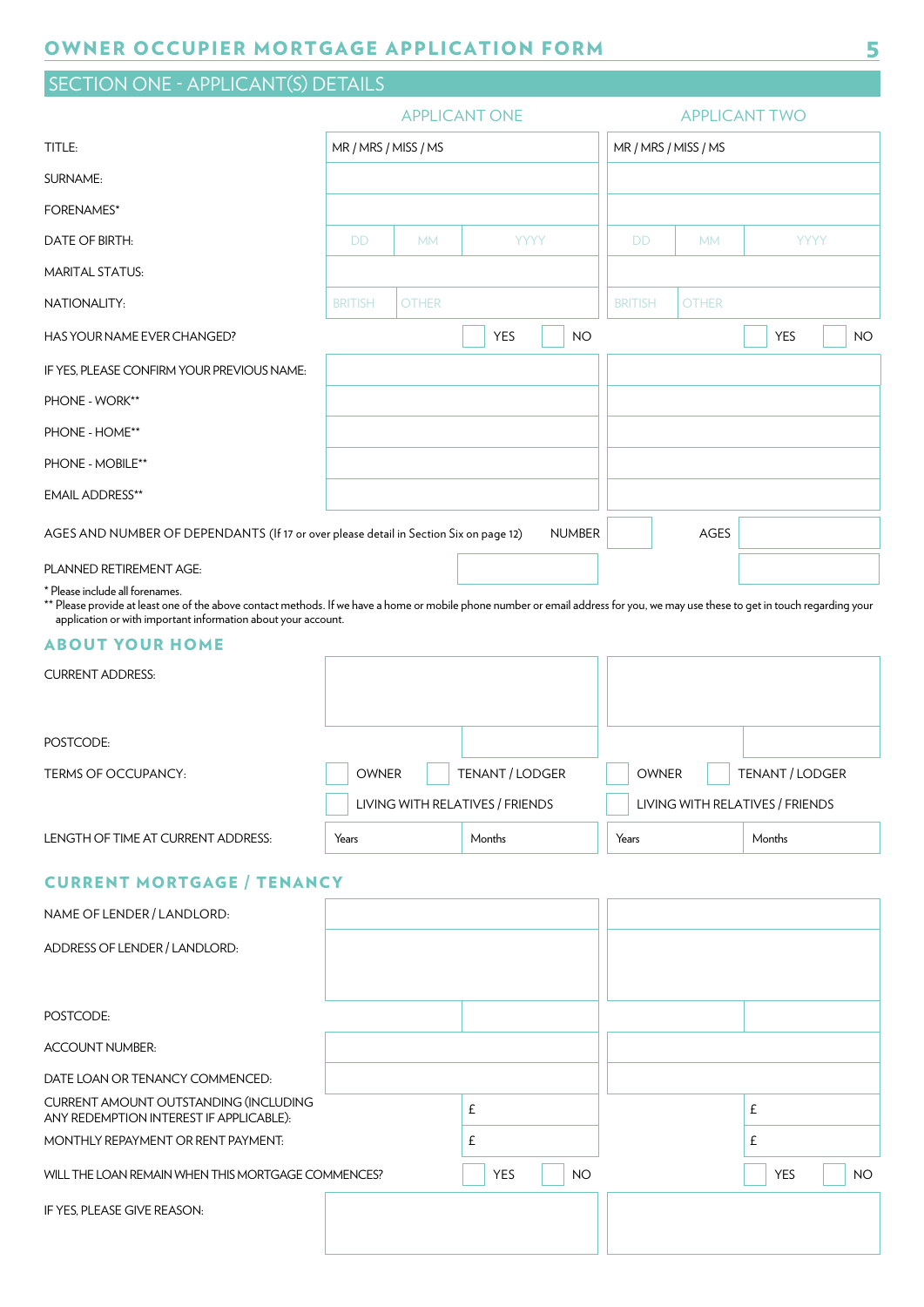# OWNER OCCUPIER MORTGAGE APPLICATION FORM

## SECTION ONE - APPLICANT(S) DETAILS

| | APPLICANT ONE | APPLICANT TWO |
|---|---|---|
| TITLE: | MR / MRS / MISS / MS | MR / MRS / MISS / MS |
| SURNAME: | | |
| FORENAMES* | | |
| DATE OF BIRTH: | DD MM YYYY | DD MM YYYY |
| MARITAL STATUS: | | |
| NATIONALITY: | BRITISH OTHER | BRITISH OTHER |
| HAS YOUR NAME EVER CHANGED? | YES NO | YES NO |
| IF YES, PLEASE CONFIRM YOUR PREVIOUS NAME: | | |
| PHONE - WORK** | | |
| PHONE - HOME** | | |
| PHONE - MOBILE** | | |
| EMAIL ADDRESS** | | |

AGES AND NUMBER OF DEPENDANTS (If 17 or over please detail in Section Six on page 12) NUMBER AGES

PLANNED RETIREMENT AGE:

\* Please include all forenames.

\*\* Please provide at least one of the above contact methods. If we have a home or mobile phone number or email address for you, we may use these to get in touch regarding your application or with important information about your account.

### ABOUT YOUR HOME

| | APPLICANT ONE | APPLICANT TWO |
|---|---|---|
| CURRENT ADDRESS: | | |
| POSTCODE: | | |
| TERMS OF OCCUPANCY: | OWNER / TENANT / LODGER / LIVING WITH RELATIVES / FRIENDS | OWNER / TENANT / LODGER / LIVING WITH RELATIVES / FRIENDS |
| LENGTH OF TIME AT CURRENT ADDRESS: | Years Months | Years Months |

### CURRENT MORTGAGE / TENANCY

| | APPLICANT ONE | APPLICANT TWO |
|---|---|---|
| NAME OF LENDER / LANDLORD: | | |
| ADDRESS OF LENDER / LANDLORD: | | |
| POSTCODE: | | |
| ACCOUNT NUMBER: | | |
| DATE LOAN OR TENANCY COMMENCED: | | |
| CURRENT AMOUNT OUTSTANDING (INCLUDING ANY REDEMPTION INTEREST IF APPLICABLE): | £ | £ |
| MONTHLY REPAYMENT OR RENT PAYMENT: | £ | £ |
| WILL THE LOAN REMAIN WHEN THIS MORTGAGE COMMENCES? | YES NO | YES NO |
| IF YES, PLEASE GIVE REASON: | | |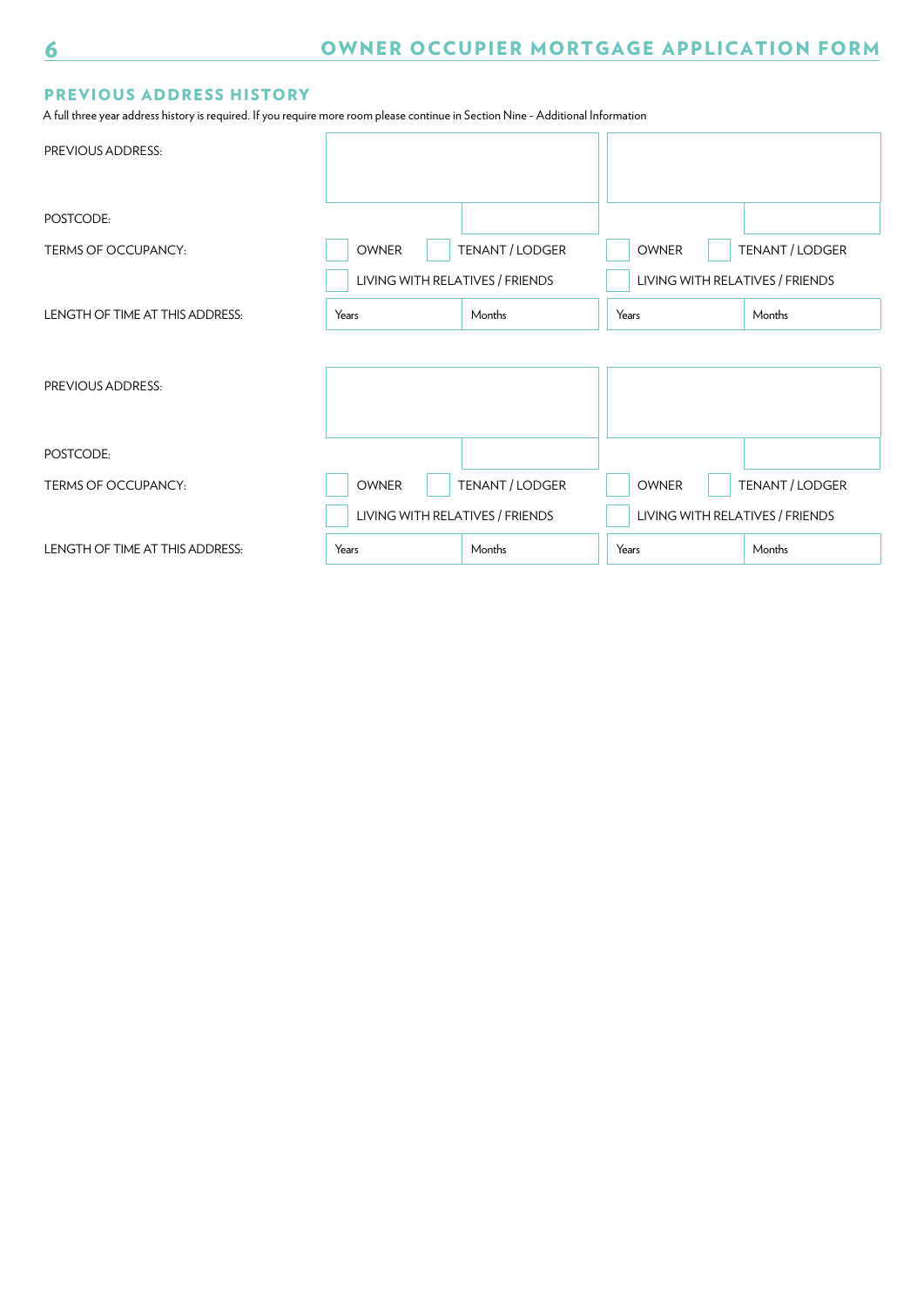## PREVIOUS ADDRESS HISTORY

A full three year address history is required. If you require more room please continue in Section Nine - Additional Information

| | | |
|---|---|---|
| PREVIOUS ADDRESS: | | |
| POSTCODE: | | |
| TERMS OF OCCUPANCY: | ☐ OWNER ☐ TENANT / LODGER ☐ LIVING WITH RELATIVES / FRIENDS | ☐ OWNER ☐ TENANT / LODGER ☐ LIVING WITH RELATIVES / FRIENDS |
| LENGTH OF TIME AT THIS ADDRESS: | Years Months | Years Months |

| | | |
|---|---|---|
| PREVIOUS ADDRESS: | | |
| POSTCODE: | | |
| TERMS OF OCCUPANCY: | ☐ OWNER ☐ TENANT / LODGER ☐ LIVING WITH RELATIVES / FRIENDS | ☐ OWNER ☐ TENANT / LODGER ☐ LIVING WITH RELATIVES / FRIENDS |
| LENGTH OF TIME AT THIS ADDRESS: | Years Months | Years Months |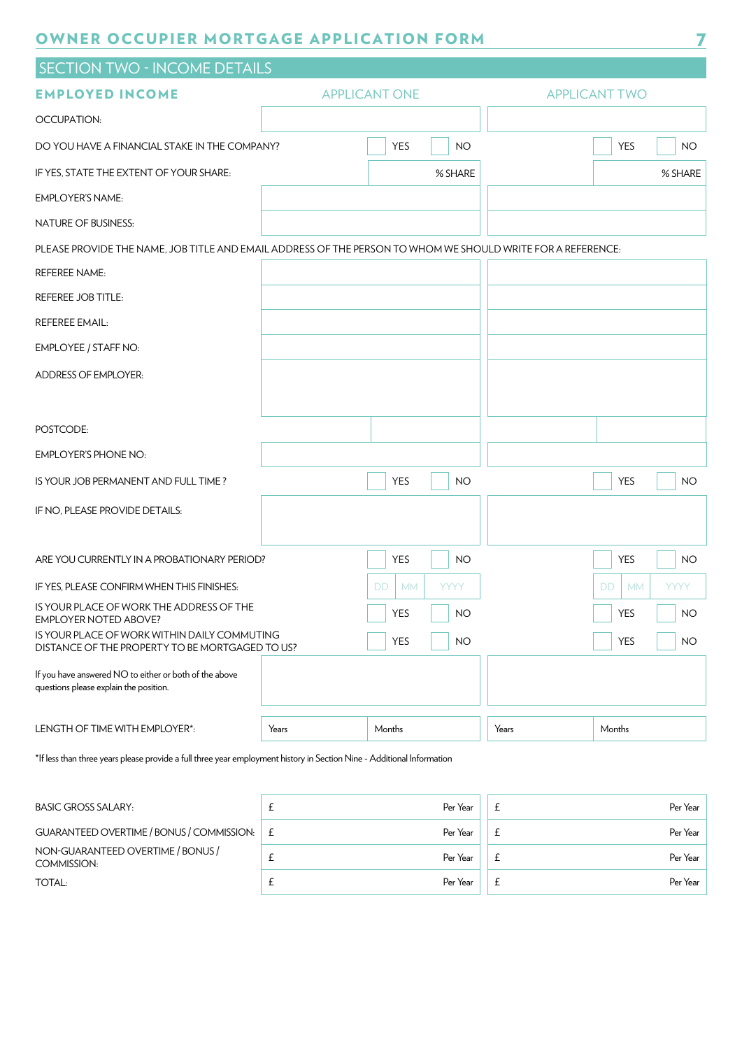## SECTION TWO - INCOME DETAILS

### EMPLOYED INCOME

| | APPLICANT ONE | APPLICANT TWO |
|---|---|---|
| OCCUPATION: | | |
| DO YOU HAVE A FINANCIAL STAKE IN THE COMPANY? | YES / NO | YES / NO |
| IF YES, STATE THE EXTENT OF YOUR SHARE: | % SHARE | % SHARE |
| EMPLOYER'S NAME: | | |
| NATURE OF BUSINESS: | | |

PLEASE PROVIDE THE NAME, JOB TITLE AND EMAIL ADDRESS OF THE PERSON TO WHOM WE SHOULD WRITE FOR A REFERENCE:

| | APPLICANT ONE | APPLICANT TWO |
|---|---|---|
| REFEREE NAME: | | |
| REFEREE JOB TITLE: | | |
| REFEREE EMAIL: | | |
| EMPLOYEE / STAFF NO: | | |
| ADDRESS OF EMPLOYER: | | |
| POSTCODE: | | |
| EMPLOYER'S PHONE NO: | | |
| IS YOUR JOB PERMANENT AND FULL TIME ? | YES / NO | YES / NO |
| IF NO, PLEASE PROVIDE DETAILS: | | |
| ARE YOU CURRENTLY IN A PROBATIONARY PERIOD? | YES / NO | YES / NO |
| IF YES, PLEASE CONFIRM WHEN THIS FINISHES: | DD MM YYYY | DD MM YYYY |
| IS YOUR PLACE OF WORK THE ADDRESS OF THE EMPLOYER NOTED ABOVE? | YES / NO | YES / NO |
| IS YOUR PLACE OF WORK WITHIN DAILY COMMUTING DISTANCE OF THE PROPERTY TO BE MORTGAGED TO US? | YES / NO | YES / NO |
| If you have answered NO to either or both of the above questions please explain the position. | | |
| LENGTH OF TIME WITH EMPLOYER*: | Years Months | Years Months |

*If less than three years please provide a full three year employment history in Section Nine - Additional Information

| | APPLICANT ONE | APPLICANT TWO |
|---|---|---|
| BASIC GROSS SALARY: | £ Per Year | £ Per Year |
| GUARANTEED OVERTIME / BONUS / COMMISSION: | £ Per Year | £ Per Year |
| NON-GUARANTEED OVERTIME / BONUS / COMMISSION: | £ Per Year | £ Per Year |
| TOTAL: | £ Per Year | £ Per Year |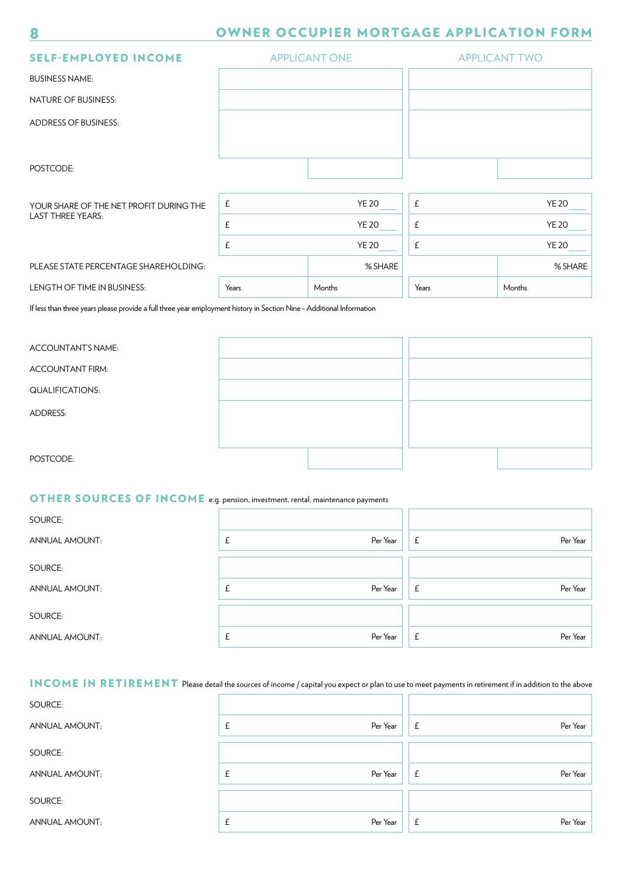## SELF-EMPLOYED INCOME

| | APPLICANT ONE | | APPLICANT TWO | |
|---|---|---|---|---|
| BUSINESS NAME: | | | | |
| NATURE OF BUSINESS: | | | | |
| ADDRESS OF BUSINESS: | | | | |
| POSTCODE: | | | | |
| YOUR SHARE OF THE NET PROFIT DURING THE LAST THREE YEARS: | £ | YE 20___ | £ | YE 20___ |
| | £ | YE 20___ | £ | YE 20___ |
| | £ | YE 20___ | £ | YE 20___ |
| PLEASE STATE PERCENTAGE SHAREHOLDING: | | % SHARE | | % SHARE |
| LENGTH OF TIME IN BUSINESS: | Years | Months | Years | Months |

If less than three years please provide a full three year employment history in Section Nine - Additional Information

| | APPLICANT ONE | | APPLICANT TWO | |
|---|---|---|---|---|
| ACCOUNTANT'S NAME: | | | | |
| ACCOUNTANT FIRM: | | | | |
| QUALIFICATIONS: | | | | |
| ADDRESS: | | | | |
| POSTCODE: | | | | |

## OTHER SOURCES OF INCOME

e.g. pension, investment, rental, maintenance payments

| | APPLICANT ONE | | APPLICANT TWO | |
|---|---|---|---|---|
| SOURCE: | | | | |
| ANNUAL AMOUNT: | £ | Per Year | £ | Per Year |
| SOURCE: | | | | |
| ANNUAL AMOUNT: | £ | Per Year | £ | Per Year |
| SOURCE: | | | | |
| ANNUAL AMOUNT: | £ | Per Year | £ | Per Year |

## INCOME IN RETIREMENT

Please detail the sources of income / capital you expect or plan to use to meet payments in retirement if in addition to the above

| | APPLICANT ONE | | APPLICANT TWO | |
|---|---|---|---|---|
| SOURCE: | | | | |
| ANNUAL AMOUNT: | £ | Per Year | £ | Per Year |
| SOURCE: | | | | |
| ANNUAL AMOUNT: | £ | Per Year | £ | Per Year |
| SOURCE: | | | | |
| ANNUAL AMOUNT: | £ | Per Year | £ | Per Year |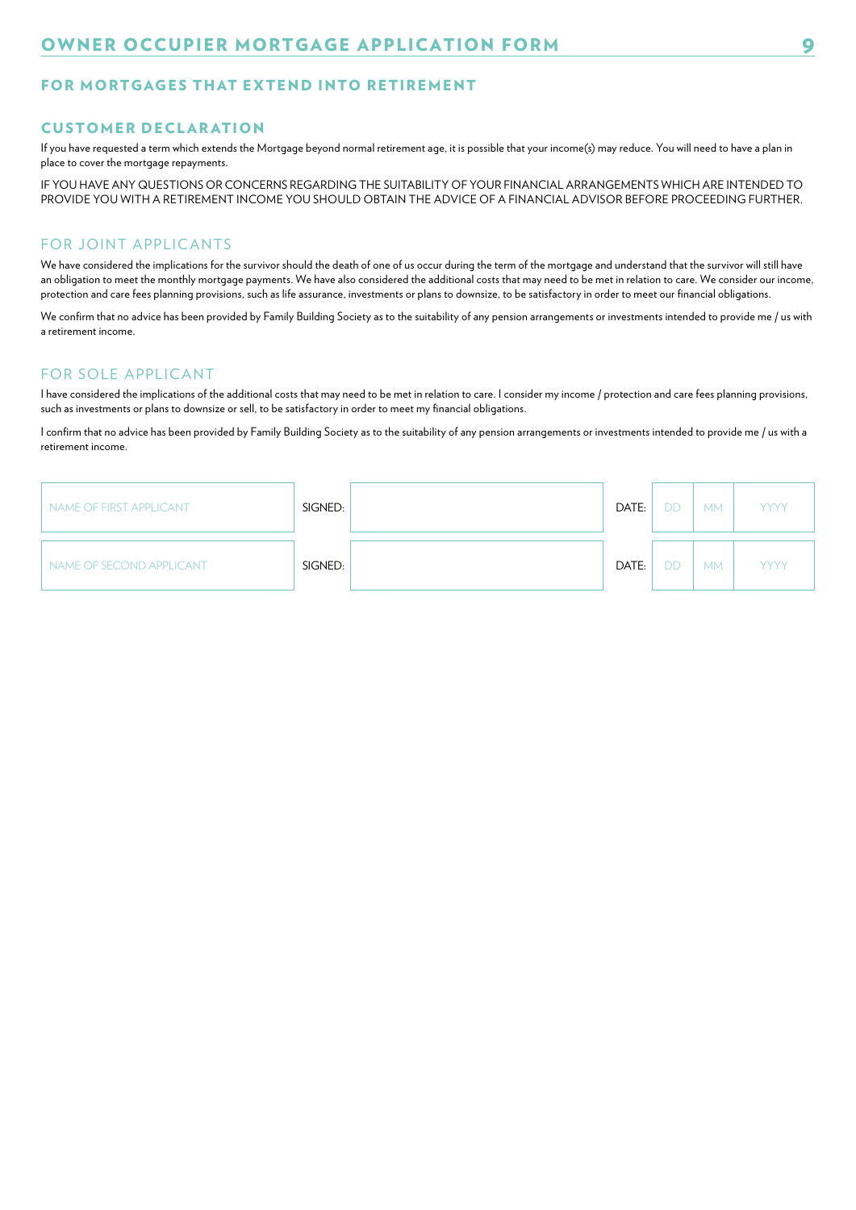## FOR MORTGAGES THAT EXTEND INTO RETIREMENT

### CUSTOMER DECLARATION

If you have requested a term which extends the Mortgage beyond normal retirement age, it is possible that your income(s) may reduce. You will need to have a plan in place to cover the mortgage repayments.

IF YOU HAVE ANY QUESTIONS OR CONCERNS REGARDING THE SUITABILITY OF YOUR FINANCIAL ARRANGEMENTS WHICH ARE INTENDED TO PROVIDE YOU WITH A RETIREMENT INCOME YOU SHOULD OBTAIN THE ADVICE OF A FINANCIAL ADVISOR BEFORE PROCEEDING FURTHER.

### FOR JOINT APPLICANTS

We have considered the implications for the survivor should the death of one of us occur during the term of the mortgage and understand that the survivor will still have an obligation to meet the monthly mortgage payments. We have also considered the additional costs that may need to be met in relation to care. We consider our income, protection and care fees planning provisions, such as life assurance, investments or plans to downsize, to be satisfactory in order to meet our financial obligations.

We confirm that no advice has been provided by Family Building Society as to the suitability of any pension arrangements or investments intended to provide me / us with a retirement income.

### FOR SOLE APPLICANT

I have considered the implications of the additional costs that may need to be met in relation to care. I consider my income / protection and care fees planning provisions, such as investments or plans to downsize or sell, to be satisfactory in order to meet my financial obligations.

I confirm that no advice has been provided by Family Building Society as to the suitability of any pension arrangements or investments intended to provide me / us with a retirement income.

| NAME OF FIRST APPLICANT | SIGNED: | | DATE: | DD | MM | YYYY |
|---|---|---|---|---|---|---|
| NAME OF SECOND APPLICANT | SIGNED: | | DATE: | DD | MM | YYYY |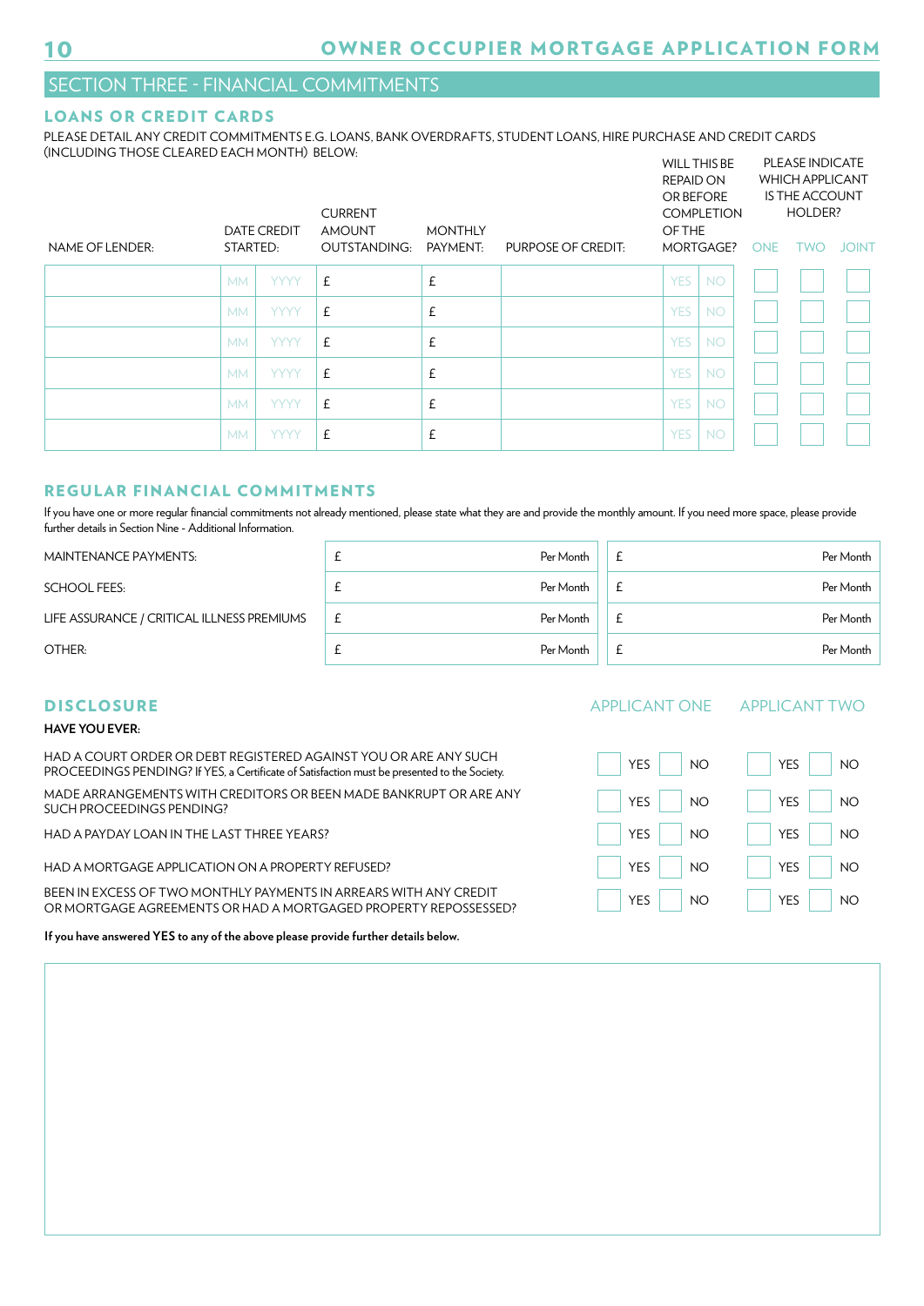## SECTION THREE - FINANCIAL COMMITMENTS

### LOANS OR CREDIT CARDS

PLEASE DETAIL ANY CREDIT COMMITMENTS E.G. LOANS, BANK OVERDRAFTS, STUDENT LOANS, HIRE PURCHASE AND CREDIT CARDS (INCLUDING THOSE CLEARED EACH MONTH) BELOW:

| NAME OF LENDER: | DATE CREDIT STARTED: | | CURRENT AMOUNT OUTSTANDING: | MONTHLY PAYMENT: | PURPOSE OF CREDIT: | WILL THIS BE REPAID ON OR BEFORE COMPLETION OF THE MORTGAGE? | | PLEASE INDICATE WHICH APPLICANT IS THE ACCOUNT HOLDER? | | |
|---|---|---|---|---|---|---|---|---|---|---|
| | | | | | | | | ONE | TWO | JOINT |
| | MM | YYYY | £ | £ | | YES | NO | | | |
| | MM | YYYY | £ | £ | | YES | NO | | | |
| | MM | YYYY | £ | £ | | YES | NO | | | |
| | MM | YYYY | £ | £ | | YES | NO | | | |
| | MM | YYYY | £ | £ | | YES | NO | | | |
| | MM | YYYY | £ | £ | | YES | NO | | | |

### REGULAR FINANCIAL COMMITMENTS

If you have one or more regular financial commitments not already mentioned, please state what they are and provide the monthly amount. If you need more space, please provide further details in Section Nine - Additional Information.

| | | |
|---|---|---|
| MAINTENANCE PAYMENTS: | £ Per Month | £ Per Month |
| SCHOOL FEES: | £ Per Month | £ Per Month |
| LIFE ASSURANCE / CRITICAL ILLNESS PREMIUMS | £ Per Month | £ Per Month |
| OTHER: | £ Per Month | £ Per Month |

### DISCLOSURE

**HAVE YOU EVER:**

| | APPLICANT ONE | APPLICANT TWO |
|---|---|---|
| HAD A COURT ORDER OR DEBT REGISTERED AGAINST YOU OR ARE ANY SUCH PROCEEDINGS PENDING? If YES, a Certificate of Satisfaction must be presented to the Society. | YES / NO | YES / NO |
| MADE ARRANGEMENTS WITH CREDITORS OR BEEN MADE BANKRUPT OR ARE ANY SUCH PROCEEDINGS PENDING? | YES / NO | YES / NO |
| HAD A PAYDAY LOAN IN THE LAST THREE YEARS? | YES / NO | YES / NO |
| HAD A MORTGAGE APPLICATION ON A PROPERTY REFUSED? | YES / NO | YES / NO |
| BEEN IN EXCESS OF TWO MONTHLY PAYMENTS IN ARREARS WITH ANY CREDIT OR MORTGAGE AGREEMENTS OR HAD A MORTGAGED PROPERTY REPOSSESSED? | YES / NO | YES / NO |

**If you have answered YES to any of the above please provide further details below.**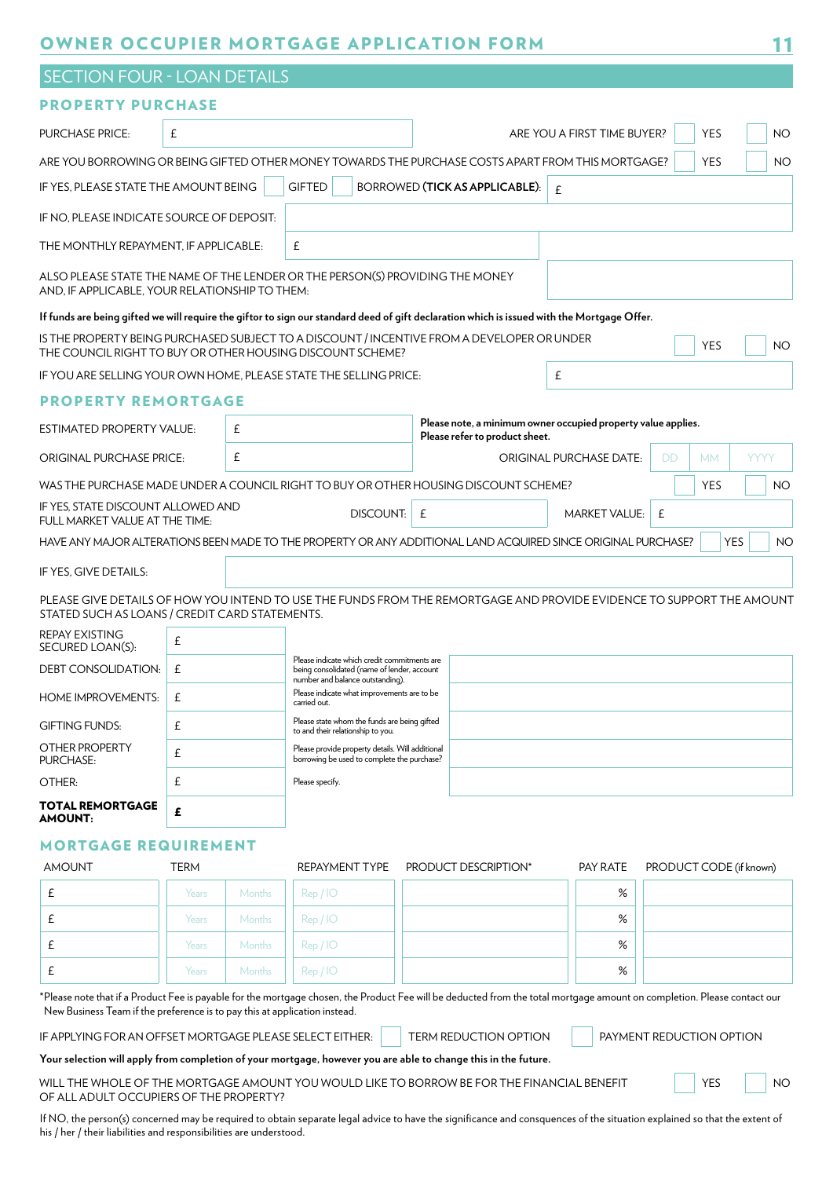# OWNER OCCUPIER MORTGAGE APPLICATION FORM

## SECTION FOUR - LOAN DETAILS

### PROPERTY PURCHASE

PURCHASE PRICE: £ 

ARE YOU A FIRST TIME BUYER? ☐ YES ☐ NO

ARE YOU BORROWING OR BEING GIFTED OTHER MONEY TOWARDS THE PURCHASE COSTS APART FROM THIS MORTGAGE? ☐ YES ☐ NO

IF YES, PLEASE STATE THE AMOUNT BEING ☐ GIFTED ☐ BORROWED **(TICK AS APPLICABLE)**: £

IF NO, PLEASE INDICATE SOURCE OF DEPOSIT:

THE MONTHLY REPAYMENT, IF APPLICABLE: £

ALSO PLEASE STATE THE NAME OF THE LENDER OR THE PERSON(S) PROVIDING THE MONEY AND, IF APPLICABLE, YOUR RELATIONSHIP TO THEM:

**If funds are being gifted we will require the giftor to sign our standard deed of gift declaration which is issued with the Mortgage Offer.**

IS THE PROPERTY BEING PURCHASED SUBJECT TO A DISCOUNT / INCENTIVE FROM A DEVELOPER OR UNDER THE COUNCIL RIGHT TO BUY OR OTHER HOUSING DISCOUNT SCHEME? ☐ YES ☐ NO

IF YOU ARE SELLING YOUR OWN HOME, PLEASE STATE THE SELLING PRICE: £

### PROPERTY REMORTGAGE

ESTIMATED PROPERTY VALUE: £

**Please note, a minimum owner occupied property value applies. Please refer to product sheet.**

ORIGINAL PURCHASE PRICE: £

ORIGINAL PURCHASE DATE: DD MM YYYY

WAS THE PURCHASE MADE UNDER A COUNCIL RIGHT TO BUY OR OTHER HOUSING DISCOUNT SCHEME? ☐ YES ☐ NO

IF YES, STATE DISCOUNT ALLOWED AND FULL MARKET VALUE AT THE TIME: DISCOUNT: £ MARKET VALUE: £

HAVE ANY MAJOR ALTERATIONS BEEN MADE TO THE PROPERTY OR ANY ADDITIONAL LAND ACQUIRED SINCE ORIGINAL PURCHASE? ☐ YES ☐ NO

IF YES, GIVE DETAILS:

PLEASE GIVE DETAILS OF HOW YOU INTEND TO USE THE FUNDS FROM THE REMORTGAGE AND PROVIDE EVIDENCE TO SUPPORT THE AMOUNT STATED SUCH AS LOANS / CREDIT CARD STATEMENTS.

| | | | |
|---|---|---|---|
| REPAY EXISTING SECURED LOAN(S): | £ | | |
| DEBT CONSOLIDATION: | £ | Please indicate which credit commitments are being consolidated (name of lender, account number and balance outstanding). | |
| HOME IMPROVEMENTS: | £ | Please indicate what improvements are to be carried out. | |
| GIFTING FUNDS: | £ | Please state whom the funds are being gifted to and their relationship to you. | |
| OTHER PROPERTY PURCHASE: | £ | Please provide property details. Will additional borrowing be used to complete the purchase? | |
| OTHER: | £ | Please specify. | |
| **TOTAL REMORTGAGE AMOUNT:** | **£** | | |

### MORTGAGE REQUIREMENT

| AMOUNT | TERM | | REPAYMENT TYPE | PRODUCT DESCRIPTION* | PAY RATE | PRODUCT CODE (if known) |
|---|---|---|---|---|---|---|
| £ | Years | Months | Rep / IO | | % | |
| £ | Years | Months | Rep / IO | | % | |
| £ | Years | Months | Rep / IO | | % | |
| £ | Years | Months | Rep / IO | | % | |

*Please note that if a Product Fee is payable for the mortgage chosen, the Product Fee will be deducted from the total mortgage amount on completion. Please contact our New Business Team if the preference is to pay this at application instead.

IF APPLYING FOR AN OFFSET MORTGAGE PLEASE SELECT EITHER: ☐ TERM REDUCTION OPTION ☐ PAYMENT REDUCTION OPTION

**Your selection will apply from completion of your mortgage, however you are able to change this in the future.**

WILL THE WHOLE OF THE MORTGAGE AMOUNT YOU WOULD LIKE TO BORROW BE FOR THE FINANCIAL BENEFIT OF ALL ADULT OCCUPIERS OF THE PROPERTY? ☐ YES ☐ NO

If NO, the person(s) concerned may be required to obtain separate legal advice to have the significance and consquences of the situation explained so that the extent of his / her / their liabilities and responsibilities are understood.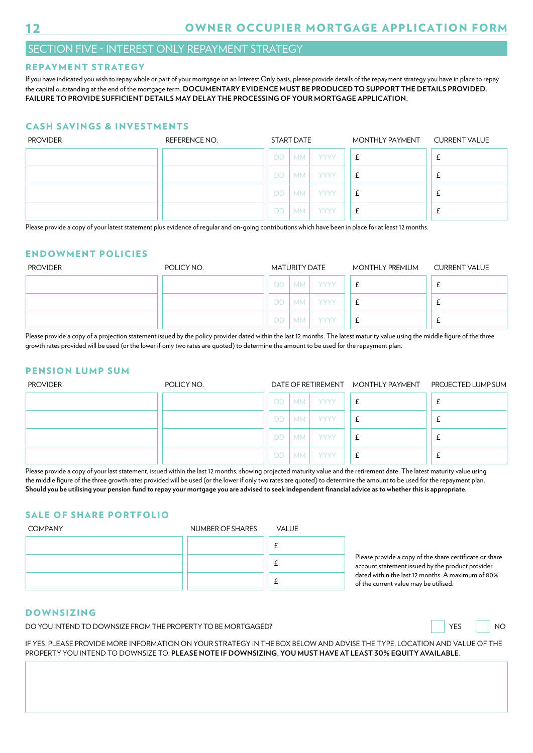## SECTION FIVE - INTEREST ONLY REPAYMENT STRATEGY

### REPAYMENT STRATEGY

If you have indicated you wish to repay whole or part of your mortgage on an Interest Only basis, please provide details of the repayment strategy you have in place to repay the capital outstanding at the end of the mortgage term. **DOCUMENTARY EVIDENCE MUST BE PRODUCED TO SUPPORT THE DETAILS PROVIDED. FAILURE TO PROVIDE SUFFICIENT DETAILS MAY DELAY THE PROCESSING OF YOUR MORTGAGE APPLICATION.**

### CASH SAVINGS & INVESTMENTS

| PROVIDER | REFERENCE NO. | START DATE | MONTHLY PAYMENT | CURRENT VALUE |
|---|---|---|---|---|
| | | DD / MM / YYYY | £ | £ |
| | | DD / MM / YYYY | £ | £ |
| | | DD / MM / YYYY | £ | £ |
| | | DD / MM / YYYY | £ | £ |

Please provide a copy of your latest statement plus evidence of regular and on-going contributions which have been in place for at least 12 months.

### ENDOWMENT POLICIES

| PROVIDER | POLICY NO. | MATURITY DATE | MONTHLY PREMIUM | CURRENT VALUE |
|---|---|---|---|---|
| | | DD / MM / YYYY | £ | £ |
| | | DD / MM / YYYY | £ | £ |
| | | DD / MM / YYYY | £ | £ |

Please provide a copy of a projection statement issued by the policy provider dated within the last 12 months. The latest maturity value using the middle figure of the three growth rates provided will be used (or the lower if only two rates are quoted) to determine the amount to be used for the repayment plan.

### PENSION LUMP SUM

| PROVIDER | POLICY NO. | DATE OF RETIREMENT | MONTHLY PAYMENT | PROJECTED LUMP SUM |
|---|---|---|---|---|
| | | DD / MM / YYYY | £ | £ |
| | | DD / MM / YYYY | £ | £ |
| | | DD / MM / YYYY | £ | £ |
| | | DD / MM / YYYY | £ | £ |

Please provide a copy of your last statement, issued within the last 12 months, showing projected maturity value and the retirement date. The latest maturity value using the middle figure of the three growth rates provided will be used (or the lower if only two rates are quoted) to determine the amount to be used for the repayment plan. **Should you be utilising your pension fund to repay your mortgage you are advised to seek independent financial advice as to whether this is appropriate.**

### SALE OF SHARE PORTFOLIO

| COMPANY | NUMBER OF SHARES | VALUE |
|---|---|---|
| | | £ |
| | | £ |
| | | £ |

Please provide a copy of the share certificate or share account statement issued by the product provider dated within the last 12 months. A maximum of 80% of the current value may be utilised.

### DOWNSIZING

DO YOU INTEND TO DOWNSIZE FROM THE PROPERTY TO BE MORTGAGED? ☐ YES ☐ NO

IF YES, PLEASE PROVIDE MORE INFORMATION ON YOUR STRATEGY IN THE BOX BELOW AND ADVISE THE TYPE, LOCATION AND VALUE OF THE PROPERTY YOU INTEND TO DOWNSIZE TO. **PLEASE NOTE IF DOWNSIZING, YOU MUST HAVE AT LEAST 30% EQUITY AVAILABLE.**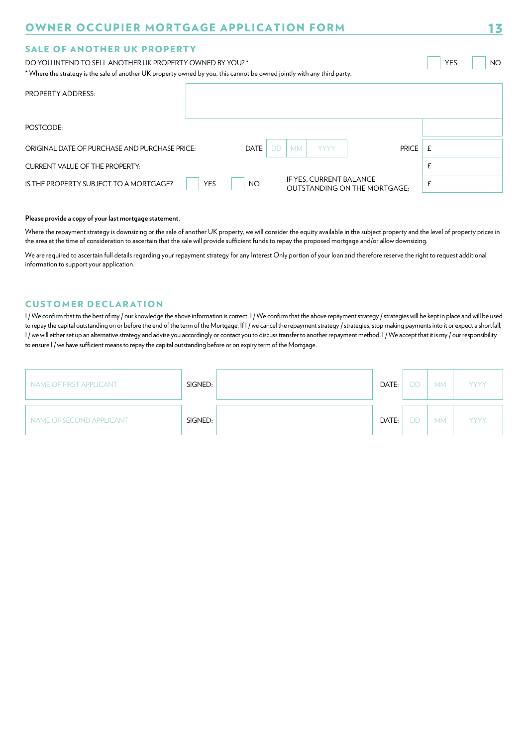## SALE OF ANOTHER UK PROPERTY

DO YOU INTEND TO SELL ANOTHER UK PROPERTY OWNED BY YOU? * ☐ YES ☐ NO

* Where the strategy is the sale of another UK property owned by you, this cannot be owned jointly with any third party.

| | | | |
|---|---|---|---|
| PROPERTY ADDRESS: | | | |
| POSTCODE: | | | |
| ORIGINAL DATE OF PURCHASE AND PURCHASE PRICE: | DATE DD MM YYYY | PRICE | £ |
| CURRENT VALUE OF THE PROPERTY: | | | £ |
| IS THE PROPERTY SUBJECT TO A MORTGAGE? | ☐ YES ☐ NO | IF YES, CURRENT BALANCE OUTSTANDING ON THE MORTGAGE: | £ |

**Please provide a copy of your last mortgage statement.**

Where the repayment strategy is downsizing or the sale of another UK property, we will consider the equity available in the subject property and the level of property prices in the area at the time of consideration to ascertain that the sale will provide sufficient funds to repay the proposed mortgage and/or allow downsizing.

We are required to ascertain full details regarding your repayment strategy for any Interest Only portion of your loan and therefore reserve the right to request additional information to support your application.

## CUSTOMER DECLARATION

I / We confirm that to the best of my / our knowledge the above information is correct. I / We confirm that the above repayment strategy / strategies will be kept in place and will be used to repay the capital outstanding on or before the end of the term of the Mortgage. If I / we cancel the repayment strategy / strategies, stop making payments into it or expect a shortfall, I / we will either set up an alternative strategy and advise you accordingly or contact you to discuss transfer to another repayment method. I / We accept that it is my / our responsibility to ensure I / we have sufficient means to repay the capital outstanding before or on expiry term of the Mortgage.

| | | | | |
|---|---|---|---|---|
| NAME OF FIRST APPLICANT | SIGNED: | | DATE: | DD MM YYYY |
| NAME OF SECOND APPLICANT | SIGNED: | | DATE: | DD MM YYYY |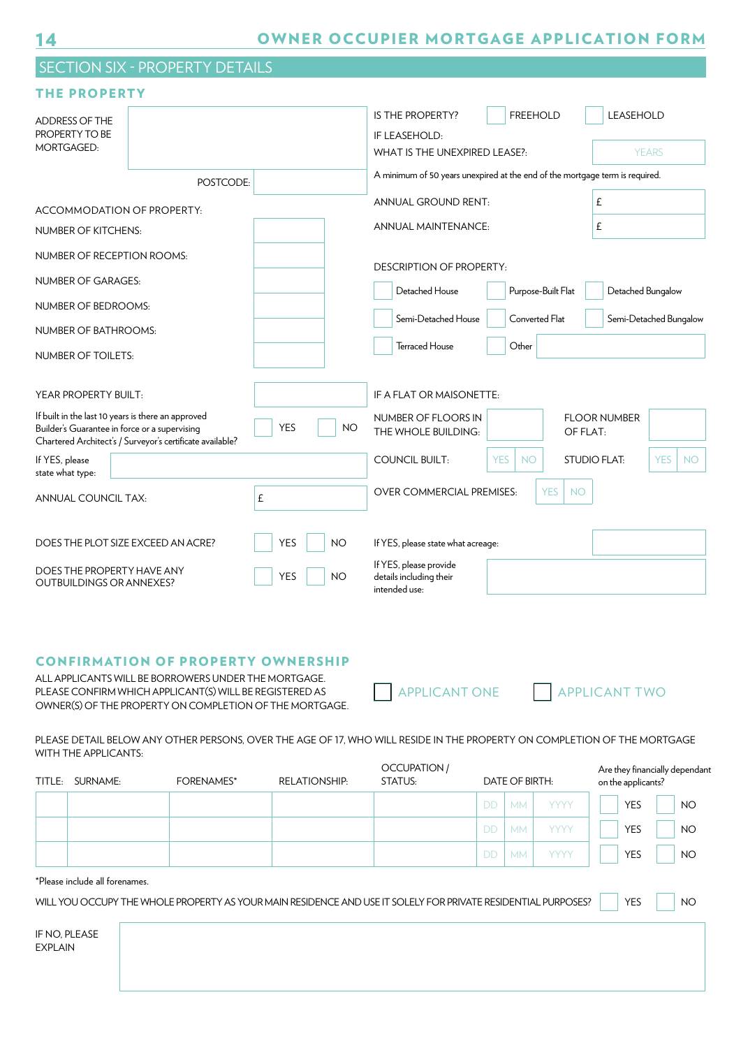## SECTION SIX - PROPERTY DETAILS

### THE PROPERTY

ADDRESS OF THE PROPERTY TO BE MORTGAGED:

POSTCODE:

IS THE PROPERTY? ☐ FREEHOLD ☐ LEASEHOLD

IF LEASEHOLD:
WHAT IS THE UNEXPIRED LEASE?: YEARS

A minimum of 50 years unexpired at the end of the mortgage term is required.

ANNUAL GROUND RENT: £

ANNUAL MAINTENANCE: £

ACCOMMODATION OF PROPERTY:

NUMBER OF KITCHENS:

NUMBER OF RECEPTION ROOMS:

NUMBER OF GARAGES:

NUMBER OF BEDROOMS:

NUMBER OF BATHROOMS:

NUMBER OF TOILETS:

DESCRIPTION OF PROPERTY:

☐ Detached House ☐ Purpose-Built Flat ☐ Detached Bungalow

☐ Semi-Detached House ☐ Converted Flat ☐ Semi-Detached Bungalow

☐ Terraced House ☐ Other

YEAR PROPERTY BUILT:

If built in the last 10 years is there an approved Builder's Guarantee in force or a supervising Chartered Architect's / Surveyor's certificate available? ☐ YES ☐ NO

If YES, please state what type:

ANNUAL COUNCIL TAX: £

IF A FLAT OR MAISONETTE:

NUMBER OF FLOORS IN THE WHOLE BUILDING:

FLOOR NUMBER OF FLAT:

COUNCIL BUILT: YES NO

STUDIO FLAT: YES NO

OVER COMMERCIAL PREMISES: YES NO

DOES THE PLOT SIZE EXCEED AN ACRE? ☐ YES ☐ NO

If YES, please state what acreage:

DOES THE PROPERTY HAVE ANY OUTBUILDINGS OR ANNEXES? ☐ YES ☐ NO

If YES, please provide details including their intended use:

### CONFIRMATION OF PROPERTY OWNERSHIP

ALL APPLICANTS WILL BE BORROWERS UNDER THE MORTGAGE. PLEASE CONFIRM WHICH APPLICANT(S) WILL BE REGISTERED AS OWNER(S) OF THE PROPERTY ON COMPLETION OF THE MORTGAGE.

☐ APPLICANT ONE ☐ APPLICANT TWO

PLEASE DETAIL BELOW ANY OTHER PERSONS, OVER THE AGE OF 17, WHO WILL RESIDE IN THE PROPERTY ON COMPLETION OF THE MORTGAGE WITH THE APPLICANTS:

| TITLE: | SURNAME: | FORENAMES* | RELATIONSHIP: | OCCUPATION / STATUS: | DATE OF BIRTH: | Are they financially dependant on the applicants? |
|---|---|---|---|---|---|---|
| | | | | | DD MM YYYY | ☐ YES ☐ NO |
| | | | | | DD MM YYYY | ☐ YES ☐ NO |
| | | | | | DD MM YYYY | ☐ YES ☐ NO |

*Please include all forenames.

WILL YOU OCCUPY THE WHOLE PROPERTY AS YOUR MAIN RESIDENCE AND USE IT SOLELY FOR PRIVATE RESIDENTIAL PURPOSES? ☐ YES ☐ NO

IF NO, PLEASE EXPLAIN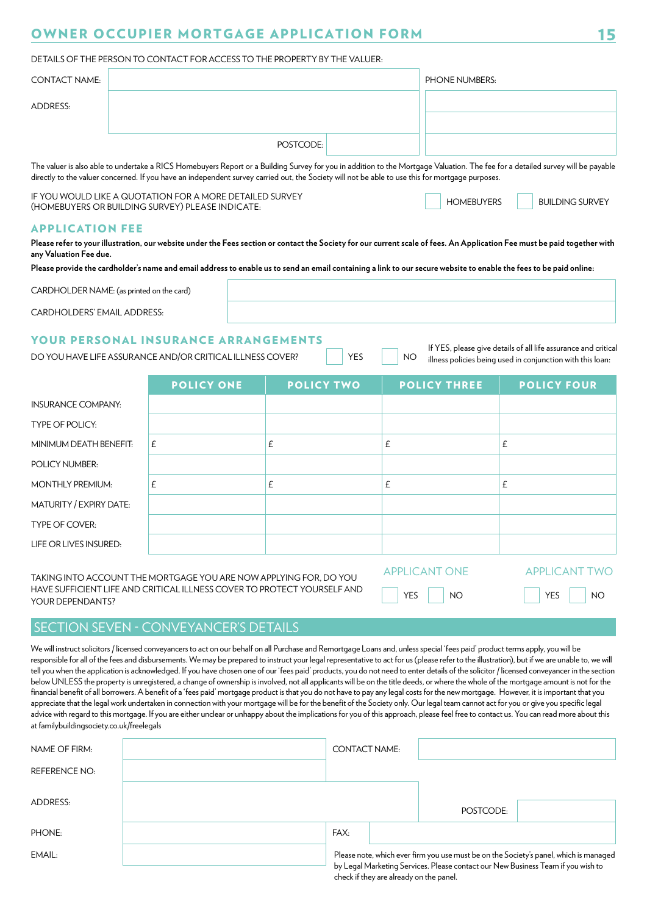# OWNER OCCUPIER MORTGAGE APPLICATION FORM

DETAILS OF THE PERSON TO CONTACT FOR ACCESS TO THE PROPERTY BY THE VALUER:

| | | |
|---|---|---|
| CONTACT NAME: | | PHONE NUMBERS: |
| ADDRESS: | | |
| | POSTCODE: | |

The valuer is also able to undertake a RICS Homebuyers Report or a Building Survey for you in addition to the Mortgage Valuation. The fee for a detailed survey will be payable directly to the valuer concerned. If you have an independent survey carried out, the Society will not be able to use this for mortgage purposes.

IF YOU WOULD LIKE A QUOTATION FOR A MORE DETAILED SURVEY (HOMEBUYERS OR BUILDING SURVEY) PLEASE INDICATE: ☐ HOMEBUYERS ☐ BUILDING SURVEY

## APPLICATION FEE

**Please refer to your illustration, our website under the Fees section or contact the Society for our current scale of fees. An Application Fee must be paid together with any Valuation Fee due.**

**Please provide the cardholder's name and email address to enable us to send an email containing a link to our secure website to enable the fees to be paid online:**

| | |
|---|---|
| CARDHOLDER NAME: (as printed on the card) | |
| CARDHOLDERS' EMAIL ADDRESS: | |

## YOUR PERSONAL INSURANCE ARRANGEMENTS

DO YOU HAVE LIFE ASSURANCE AND/OR CRITICAL ILLNESS COVER? ☐ YES ☐ NO

If YES, please give details of all life assurance and critical illness policies being used in conjunction with this loan:

| | POLICY ONE | POLICY TWO | POLICY THREE | POLICY FOUR |
|---|---|---|---|---|
| INSURANCE COMPANY: | | | | |
| TYPE OF POLICY: | | | | |
| MINIMUM DEATH BENEFIT: | £ | £ | £ | £ |
| POLICY NUMBER: | | | | |
| MONTHLY PREMIUM: | £ | £ | £ | £ |
| MATURITY / EXPIRY DATE: | | | | |
| TYPE OF COVER: | | | | |
| LIFE OR LIVES INSURED: | | | | |

| TAKING INTO ACCOUNT THE MORTGAGE YOU ARE NOW APPLYING FOR, DO YOU HAVE SUFFICIENT LIFE AND CRITICAL ILLNESS COVER TO PROTECT YOURSELF AND YOUR DEPENDANTS? | APPLICANT ONE | APPLICANT TWO |
|---|---|---|
| | ☐ YES ☐ NO | ☐ YES ☐ NO |

## SECTION SEVEN - CONVEYANCER'S DETAILS

We will instruct solicitors / licensed conveyancers to act on our behalf on all Purchase and Remortgage Loans and, unless special 'fees paid' product terms apply, you will be responsible for all of the fees and disbursements. We may be prepared to instruct your legal representative to act for us (please refer to the illustration), but if we are unable to, we will tell you when the application is acknowledged. If you have chosen one of our 'fees paid' products, you do not need to enter details of the solicitor / licensed conveyancer in the section below UNLESS the property is unregistered, a change of ownership is involved, not all applicants will be on the title deeds, or where the whole of the mortgage amount is not for the financial benefit of all borrowers. A benefit of a 'fees paid' mortgage product is that you do not have to pay any legal costs for the new mortgage. However, it is important that you appreciate that the legal work undertaken in connection with your mortgage will be for the benefit of the Society only. Our legal team cannot act for you or give you specific legal advice with regard to this mortgage. If you are either unclear or unhappy about the implications for you of this approach, please feel free to contact us. You can read more about this at familybuildingsociety.co.uk/freelegals

| | | | |
|---|---|---|---|
| NAME OF FIRM: | | CONTACT NAME: | |
| REFERENCE NO: | | | |
| ADDRESS: | | POSTCODE: | |
| PHONE: | | FAX: | |
| EMAIL: | | | |

Please note, which ever firm you use must be on the Society's panel, which is managed by Legal Marketing Services. Please contact our New Business Team if you wish to check if they are already on the panel.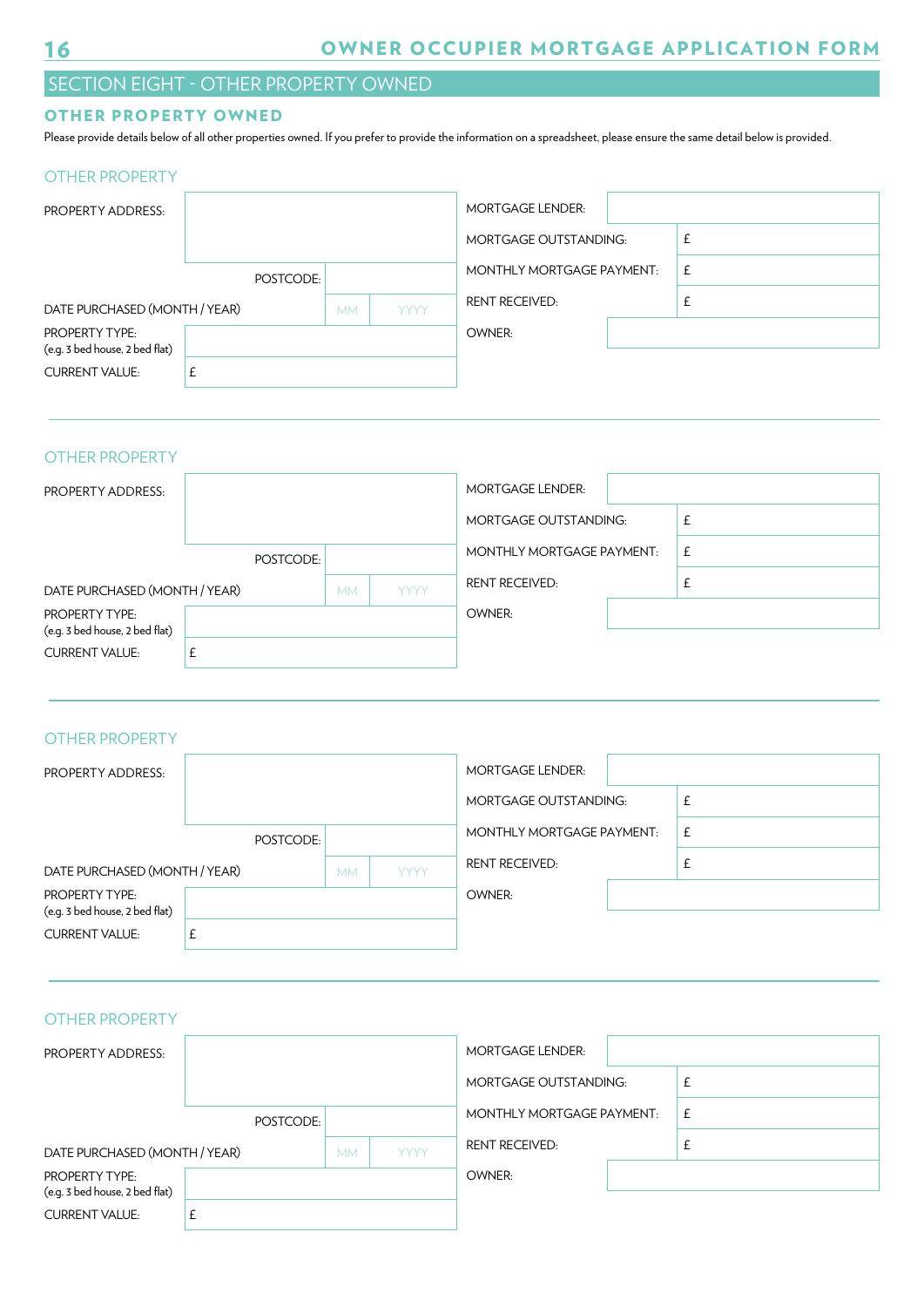## SECTION EIGHT - OTHER PROPERTY OWNED

### OTHER PROPERTY OWNED

Please provide details below of all other properties owned. If you prefer to provide the information on a spreadsheet, please ensure the same detail below is provided.

#### OTHER PROPERTY

| | | | |
|---|---|---|---|
| PROPERTY ADDRESS: | | MORTGAGE LENDER: | |
| POSTCODE: | | MORTGAGE OUTSTANDING: | £ |
| DATE PURCHASED (MONTH / YEAR) | MM YYYY | MONTHLY MORTGAGE PAYMENT: | £ |
| PROPERTY TYPE: (e.g. 3 bed house, 2 bed flat) | | RENT RECEIVED: | £ |
| CURRENT VALUE: | £ | OWNER: | |

#### OTHER PROPERTY

| | | | |
|---|---|---|---|
| PROPERTY ADDRESS: | | MORTGAGE LENDER: | |
| POSTCODE: | | MORTGAGE OUTSTANDING: | £ |
| DATE PURCHASED (MONTH / YEAR) | MM YYYY | MONTHLY MORTGAGE PAYMENT: | £ |
| PROPERTY TYPE: (e.g. 3 bed house, 2 bed flat) | | RENT RECEIVED: | £ |
| CURRENT VALUE: | £ | OWNER: | |

#### OTHER PROPERTY

| | | | |
|---|---|---|---|
| PROPERTY ADDRESS: | | MORTGAGE LENDER: | |
| POSTCODE: | | MORTGAGE OUTSTANDING: | £ |
| DATE PURCHASED (MONTH / YEAR) | MM YYYY | MONTHLY MORTGAGE PAYMENT: | £ |
| PROPERTY TYPE: (e.g. 3 bed house, 2 bed flat) | | RENT RECEIVED: | £ |
| CURRENT VALUE: | £ | OWNER: | |

#### OTHER PROPERTY

| | | | |
|---|---|---|---|
| PROPERTY ADDRESS: | | MORTGAGE LENDER: | |
| POSTCODE: | | MORTGAGE OUTSTANDING: | £ |
| DATE PURCHASED (MONTH / YEAR) | MM YYYY | MONTHLY MORTGAGE PAYMENT: | £ |
| PROPERTY TYPE: (e.g. 3 bed house, 2 bed flat) | | RENT RECEIVED: | £ |
| CURRENT VALUE: | £ | OWNER: | |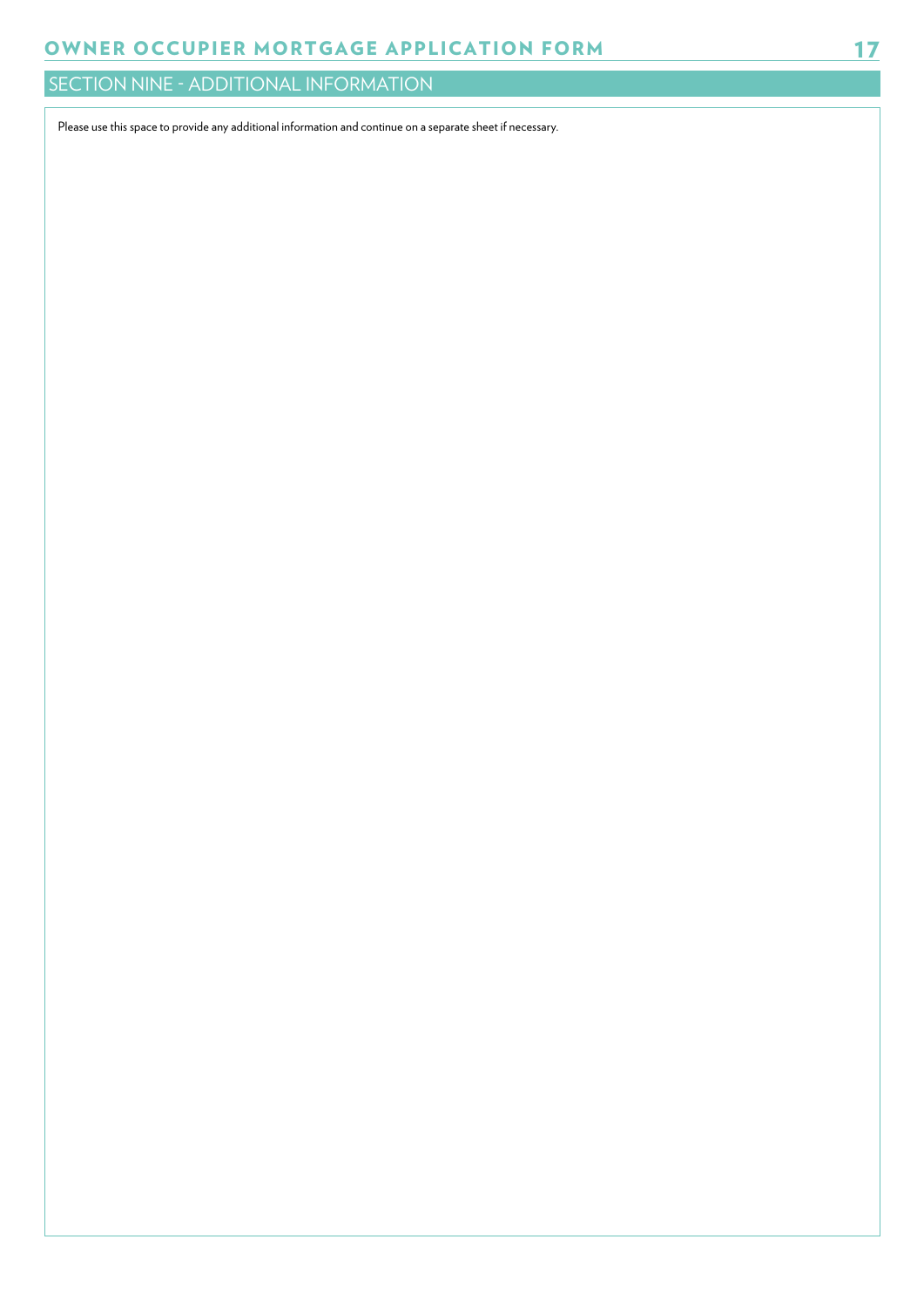## SECTION NINE - ADDITIONAL INFORMATION

Please use this space to provide any additional information and continue on a separate sheet if necessary.